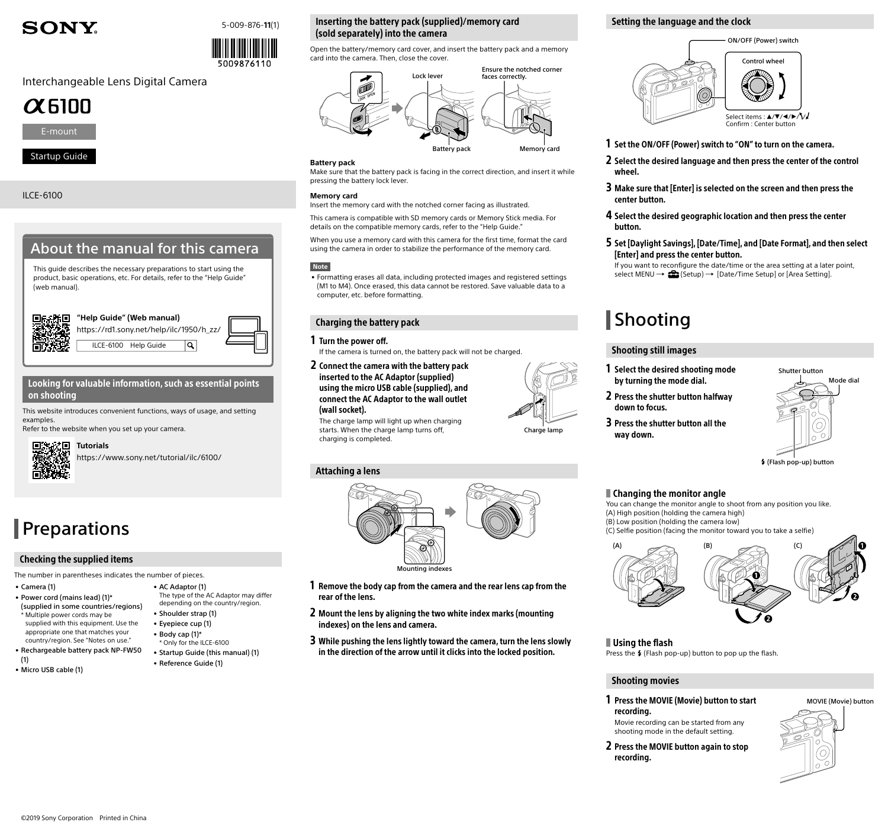SONY

5-009-876-**11**(1)

5009876110

Interchangeable Lens Digital Camera

# α6100

E-mount

Startup Guide

ILCE-6100

## About the manual for this camera

This guide describes the necessary preparations to start using the product, basic operations, etc. For details, refer to the "Help Guide" (web manual).

**"Help Guide" (Web manual)**
https://rd1.sony.net/help/ilc/1950/h_zz/

ILCE-6100 Help Guide

### Looking for valuable information, such as essential points on shooting

This website introduces convenient functions, ways of usage, and setting examples.
Refer to the website when you set up your camera.

**Tutorials**
https://www.sony.net/tutorial/ilc/6100/

# Preparations

## Checking the supplied items

The number in parentheses indicates the number of pieces.

- Camera (1)
- Power cord (mains lead) (1)* (supplied in some countries/regions)
  \* Multiple power cords may be supplied with this equipment. Use the appropriate one that matches your country/region. See "Notes on use."
- Rechargeable battery pack NP-FW50 (1)
- Micro USB cable (1)
- AC Adaptor (1)
  The type of the AC Adaptor may differ depending on the country/region.
- Shoulder strap (1)
- Eyepiece cup (1)
- Body cap (1)*
  \* Only for the ILCE-6100
- Startup Guide (this manual) (1)
- Reference Guide (1)

## Inserting the battery pack (supplied)/memory card (sold separately) into the camera

Open the battery/memory card cover, and insert the battery pack and a memory card into the camera. Then, close the cover.

Lock lever / Ensure the notched corner faces correctly. / Battery pack / Memory card

**Battery pack**
Make sure that the battery pack is facing in the correct direction, and insert it while pressing the battery lock lever.

**Memory card**
Insert the memory card with the notched corner facing as illustrated.

This camera is compatible with SD memory cards or Memory Stick media. For details on the compatible memory cards, refer to the "Help Guide."

When you use a memory card with this camera for the first time, format the card using the camera in order to stabilize the performance of the memory card.

**Note**

- Formatting erases all data, including protected images and registered settings (M1 to M4). Once erased, this data cannot be restored. Save valuable data to a computer, etc. before formatting.

## Charging the battery pack

**1 Turn the power off.**
If the camera is turned on, the battery pack will not be charged.

**2 Connect the camera with the battery pack inserted to the AC Adaptor (supplied) using the micro USB cable (supplied), and connect the AC Adaptor to the wall outlet (wall socket).**
The charge lamp will light up when charging starts. When the charge lamp turns off, charging is completed.

Charge lamp

## Attaching a lens

Mounting indexes

**1 Remove the body cap from the camera and the rear lens cap from the rear of the lens.**

**2 Mount the lens by aligning the two white index marks (mounting indexes) on the lens and camera.**

**3 While pushing the lens lightly toward the camera, turn the lens slowly in the direction of the arrow until it clicks into the locked position.**

## Setting the language and the clock

ON/OFF (Power) switch / Control wheel
Select items : ▲/▼/◀/▶/
Confirm : Center button

**1 Set the ON/OFF (Power) switch to "ON" to turn on the camera.**

**2 Select the desired language and then press the center of the control wheel.**

**3 Make sure that [Enter] is selected on the screen and then press the center button.**

**4 Select the desired geographic location and then press the center button.**

**5 Set [Daylight Savings], [Date/Time], and [Date Format], and then select [Enter] and press the center button.**
If you want to reconfigure the date/time or the area setting at a later point, select MENU → (Setup) → [Date/Time Setup] or [Area Setting].

# Shooting

## Shooting still images

**1 Select the desired shooting mode by turning the mode dial.**

**2 Press the shutter button halfway down to focus.**

**3 Press the shutter button all the way down.**

Shutter button / Mode dial / (Flash pop-up) button

### Changing the monitor angle

You can change the monitor angle to shoot from any position you like.
(A) High position (holding the camera high)
(B) Low position (holding the camera low)
(C) Selfie position (facing the monitor toward you to take a selfie)

### Using the flash

Press the (Flash pop-up) button to pop up the flash.

## Shooting movies

**1 Press the MOVIE (Movie) button to start recording.**
Movie recording can be started from any shooting mode in the default setting.

**2 Press the MOVIE button again to stop recording.**

MOVIE (Movie) button

©2019 Sony Corporation Printed in China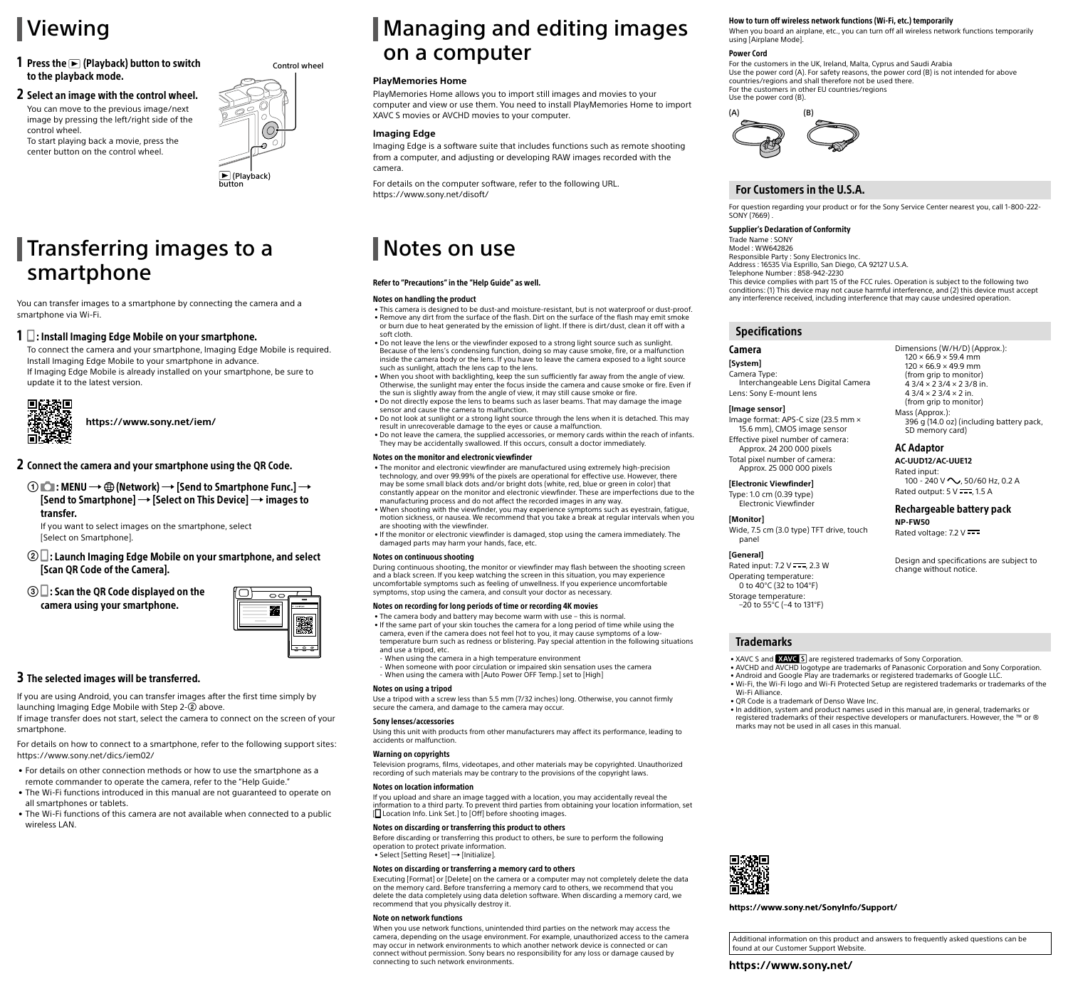# Viewing

**1 Press the ▶ (Playback) button to switch to the playback mode.**

**2 Select an image with the control wheel.**

You can move to the previous image/next image by pressing the left/right side of the control wheel.
To start playing back a movie, press the center button on the control wheel.

Control wheel

▶ (Playback) button

# Transferring images to a smartphone

You can transfer images to a smartphone by connecting the camera and a smartphone via Wi-Fi.

**1 : Install Imaging Edge Mobile on your smartphone.**

To connect the camera and your smartphone, Imaging Edge Mobile is required. Install Imaging Edge Mobile to your smartphone in advance.
If Imaging Edge Mobile is already installed on your smartphone, be sure to update it to the latest version.

**https://www.sony.net/iem/**

**2 Connect the camera and your smartphone using the QR Code.**

**① : MENU → (Network) → [Send to Smartphone Func.] → [Send to Smartphone] → [Select on This Device] → images to transfer.**

If you want to select images on the smartphone, select [Select on Smartphone].

**② : Launch Imaging Edge Mobile on your smartphone, and select [Scan QR Code of the Camera].**

**③ : Scan the QR Code displayed on the camera using your smartphone.**

**3 The selected images will be transferred.**

If you are using Android, you can transfer images after the first time simply by launching Imaging Edge Mobile with Step 2-② above.
If image transfer does not start, select the camera to connect on the screen of your smartphone.

For details on how to connect to a smartphone, refer to the following support sites:
https://www.sony.net/dics/iem02/

- For details on other connection methods or how to use the smartphone as a remote commander to operate the camera, refer to the "Help Guide."
- The Wi-Fi functions introduced in this manual are not guaranteed to operate on all smartphones or tablets.
- The Wi-Fi functions of this camera are not available when connected to a public wireless LAN.

# Managing and editing images on a computer

### PlayMemories Home

PlayMemories Home allows you to import still images and movies to your computer and view or use them. You need to install PlayMemories Home to import XAVC S movies or AVCHD movies to your computer.

### Imaging Edge

Imaging Edge is a software suite that includes functions such as remote shooting from a computer, and adjusting or developing RAW images recorded with the camera.

For details on the computer software, refer to the following URL.
https://www.sony.net/disoft/

# Notes on use

**Refer to "Precautions" in the "Help Guide" as well.**

**Notes on handling the product**

- This camera is designed to be dust- and moisture-resistant, but is not waterproof or dust-proof.
- Remove any dirt from the surface of the flash. Dirt on the surface of the flash may emit smoke or burn due to heat generated by the emission of light. If there is dirt/dust, clean it off with a soft cloth.
- Do not leave the lens or the viewfinder exposed to a strong light source such as sunlight. Because of the lens's condensing function, doing so may cause smoke, fire, or a malfunction inside the camera body or the lens. If you have to leave the camera exposed to a light source such as sunlight, attach the lens cap to the lens.
- When you shoot with backlighting, keep the sun sufficiently far away from the angle of view. Otherwise, the sunlight may enter the focus inside the camera and cause smoke or fire. Even if the sun is slightly away from the angle of view, it may still cause smoke or fire.
- Do not directly expose the lens to beams such as laser beams. That may damage the image sensor and cause the camera to malfunction.
- Do not look at sunlight or a strong light source through the lens when it is detached. This may result in unrecoverable damage to the eyes or cause a malfunction.
- Do not leave the camera, the supplied accessories, or memory cards within the reach of infants. They may be accidentally swallowed. If this occurs, consult a doctor immediately.

**Notes on the monitor and electronic viewfinder**

- The monitor and electronic viewfinder are manufactured using extremely high-precision technology, and over 99.99% of the pixels are operational for effective use. However, there may be some small black dots and/or bright dots (white, red, blue or green in color) that constantly appear on the monitor and electronic viewfinder. These are imperfections due to the manufacturing process and do not affect the recorded images in any way.
- When shooting with the viewfinder, you may experience symptoms such as eyestrain, fatigue, motion sickness, or nausea. We recommend that you take a break at regular intervals when you are shooting with the viewfinder.
- If the monitor or electronic viewfinder is damaged, stop using the camera immediately. The damaged parts may harm your hands, face, etc.

**Notes on continuous shooting**

During continuous shooting, the monitor or viewfinder may flash between the shooting screen and a black screen. If you keep watching the screen in this situation, you may experience uncomfortable symptoms such as feeling of unwellness. If you experience uncomfortable symptoms, stop using the camera, and consult your doctor as necessary.

**Notes on recording for long periods of time or recording 4K movies**

- The camera body and battery may become warm with use – this is normal.
- If the same part of your skin touches the camera for a long period of time while using the camera, even if the camera does not feel hot to you, it may cause symptoms of a low-temperature burn such as redness or blistering. Pay special attention in the following situations and use a tripod, etc.
  - When using the camera in a high temperature environment
  - When someone with poor circulation or impaired skin sensation uses the camera
  - When using the camera with [Auto Power OFF Temp.] set to [High]

**Notes on using a tripod**

Use a tripod with a screw less than 5.5 mm (7/32 inches) long. Otherwise, you cannot firmly secure the camera, and damage to the camera may occur.

**Sony lenses/accessories**

Using this unit with products from other manufacturers may affect its performance, leading to accidents or malfunction.

**Warning on copyrights**

Television programs, films, videotapes, and other materials may be copyrighted. Unauthorized recording of such materials may be contrary to the provisions of the copyright laws.

**Notes on location information**

If you upload and share an image tagged with a location, you may accidentally reveal the information to a third party. To prevent third parties from obtaining your location information, set [ Location Info. Link Set.] to [Off] before shooting images.

**Notes on discarding or transferring this product to others**

Before discarding or transferring this product to others, be sure to perform the following operation to protect private information.
- Select [Setting Reset] → [Initialize].

**Notes on discarding or transferring a memory card to others**

Executing [Format] or [Delete] on the camera or a computer may not completely delete the data on the memory card. Before transferring a memory card to others, we recommend that you delete the data completely using data deletion software. When discarding a memory card, we recommend that you physically destroy it.

**Note on network functions**

When you use network functions, unintended third parties on the network may access the camera, depending on the usage environment. For example, unauthorized access to the camera may occur in network environments to which another network device is connected or can connect without permission. Sony bears no responsibility for any loss or damage caused by connecting to such network environments.

**How to turn off wireless network functions (Wi-Fi, etc.) temporarily**

When you board an airplane, etc., you can turn off all wireless network functions temporarily using [Airplane Mode].

**Power Cord**

For the customers in the UK, Ireland, Malta, Cyprus and Saudi Arabia
Use the power cord (A). For safety reasons, the power cord (B) is not intended for above countries/regions and shall therefore not be used there.
For the customers in other EU countries/regions
Use the power cord (B).

(A) (B)

## For Customers in the U.S.A.

For question regarding your product or for the Sony Service Center nearest you, call 1-800-222-SONY (7669) .

**Supplier's Declaration of Conformity**

Trade Name : SONY
Model : WW642826
Responsible Party : Sony Electronics Inc.
Address : 16535 Via Esprillo, San Diego, CA 92127 U.S.A.
Telephone Number : 858-942-2230
This device complies with part 15 of the FCC rules. Operation is subject to the following two conditions: (1) This device may not cause harmful interference, and (2) this device must accept any interference received, including interference that may cause undesired operation.

## Specifications

### Camera

**[System]**

Camera Type:
Interchangeable Lens Digital Camera
Lens: Sony E-mount lens

**[Image sensor]**

Image format: APS-C size (23.5 mm × 15.6 mm), CMOS image sensor
Effective pixel number of camera:
Approx. 24 200 000 pixels
Total pixel number of camera:
Approx. 25 000 000 pixels

**[Electronic Viewfinder]**

Type: 1.0 cm (0.39 type) Electronic Viewfinder

**[Monitor]**

Wide, 7.5 cm (3.0 type) TFT drive, touch panel

**[General]**

Rated input: 7.2 V ⎓, 2.3 W
Operating temperature:
0 to 40°C (32 to 104°F)
Storage temperature:
–20 to 55°C (–4 to 131°F)
Dimensions (W/H/D) (Approx.):
120 × 66.9 × 59.4 mm
120 × 66.9 × 49.9 mm
(from grip to monitor)
4 3/4 × 2 3/4 × 2 3/8 in.
4 3/4 × 2 3/4 × 2 in.
(from grip to monitor)
Mass (Approx.):
396 g (14.0 oz) (including battery pack, SD memory card)

### AC Adaptor

**AC-UUD12/AC-UUE12**

Rated input:
100 - 240 V ∿, 50/60 Hz, 0.2 A
Rated output: 5 V ⎓, 1.5 A

### Rechargeable battery pack

**NP-FW50**

Rated voltage: 7.2 V ⎓

Design and specifications are subject to change without notice.

## Trademarks

- XAVC S and XAVC S are registered trademarks of Sony Corporation.
- AVCHD and AVCHD logotype are trademarks of Panasonic Corporation and Sony Corporation.
- Android and Google Play are trademarks or registered trademarks of Google LLC.
- Wi-Fi, the Wi-Fi logo and Wi-Fi Protected Setup are registered trademarks or trademarks of the Wi-Fi Alliance.
- QR Code is a trademark of Denso Wave Inc.
- In addition, system and product names used in this manual are, in general, trademarks or registered trademarks of their respective developers or manufacturers. However, the ™ or ® marks may not be used in all cases in this manual.

**https://www.sony.net/SonyInfo/Support/**

Additional information on this product and answers to frequently asked questions can be found at our Customer Support Website.

**https://www.sony.net/**